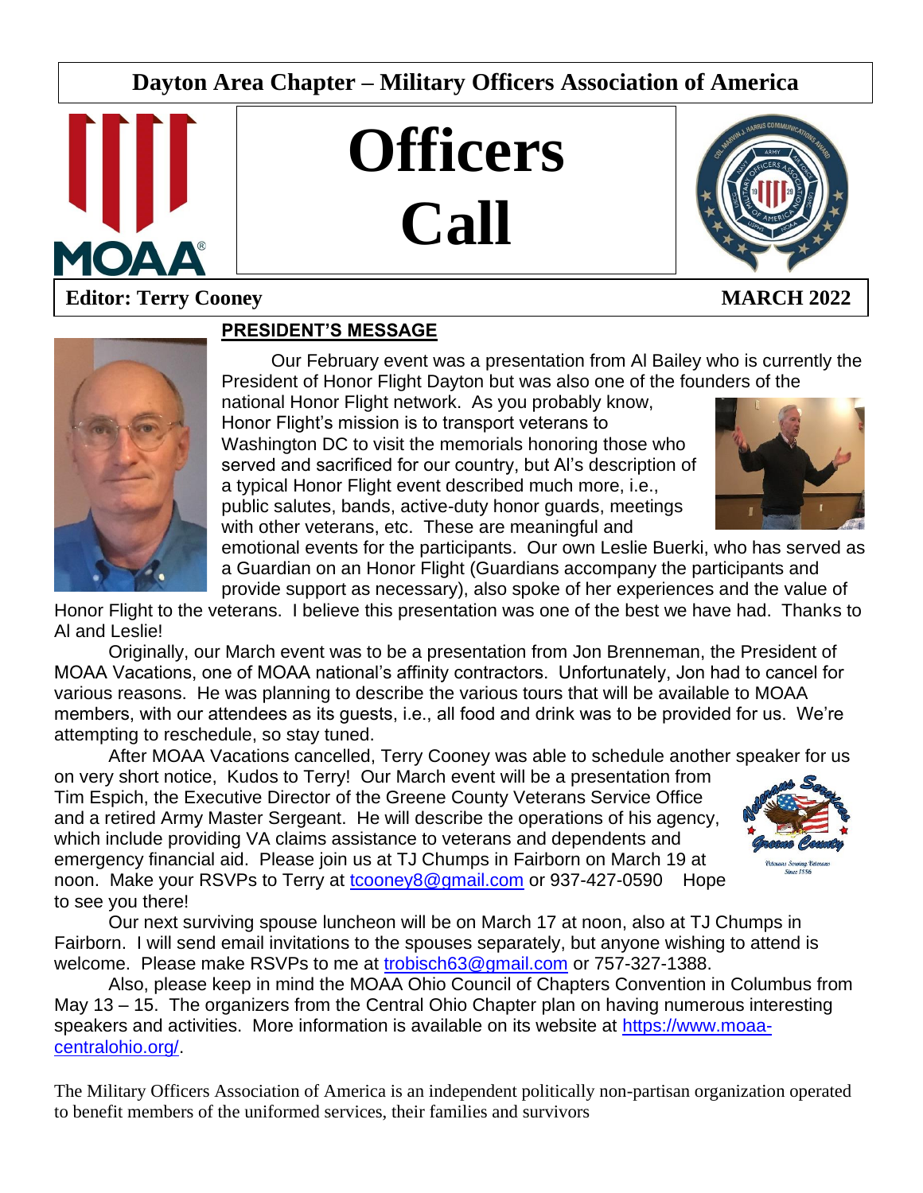# Dayton Area Chapter – Military Officers Association of America

# Officers Call

**Editor: Terry Cooney** **MARCH 2022**

## PRESIDENT'S MESSAGE

Our February event was a presentation from Al Bailey who is currently the President of Honor Flight Dayton but was also one of the founders of the national Honor Flight network. As you probably know, Honor Flight's mission is to transport veterans to Washington DC to visit the memorials honoring those who served and sacrificed for our country, but Al's description of a typical Honor Flight event described much more, i.e., public salutes, bands, active-duty honor guards, meetings with other veterans, etc. These are meaningful and emotional events for the participants. Our own Leslie Buerki, who has served as a Guardian on an Honor Flight (Guardians accompany the participants and provide support as necessary), also spoke of her experiences and the value of Honor Flight to the veterans. I believe this presentation was one of the best we have had. Thanks to Al and Leslie!

Originally, our March event was to be a presentation from Jon Brenneman, the President of MOAA Vacations, one of MOAA national's affinity contractors. Unfortunately, Jon had to cancel for various reasons. He was planning to describe the various tours that will be available to MOAA members, with our attendees as its guests, i.e., all food and drink was to be provided for us. We're attempting to reschedule, so stay tuned.

After MOAA Vacations cancelled, Terry Cooney was able to schedule another speaker for us on very short notice, Kudos to Terry! Our March event will be a presentation from Tim Espich, the Executive Director of the Greene County Veterans Service Office and a retired Army Master Sergeant. He will describe the operations of his agency, which include providing VA claims assistance to veterans and dependents and emergency financial aid. Please join us at TJ Chumps in Fairborn on March 19 at noon. Make your RSVPs to Terry at tcooney8@gmail.com or 937-427-0590 Hope to see you there!

Our next surviving spouse luncheon will be on March 17 at noon, also at TJ Chumps in Fairborn. I will send email invitations to the spouses separately, but anyone wishing to attend is welcome. Please make RSVPs to me at trobisch63@gmail.com or 757-327-1388.

Also, please keep in mind the MOAA Ohio Council of Chapters Convention in Columbus from May 13 – 15. The organizers from the Central Ohio Chapter plan on having numerous interesting speakers and activities. More information is available on its website at https://www.moaa-centralohio.org/.

The Military Officers Association of America is an independent politically non-partisan organization operated to benefit members of the uniformed services, their families and survivors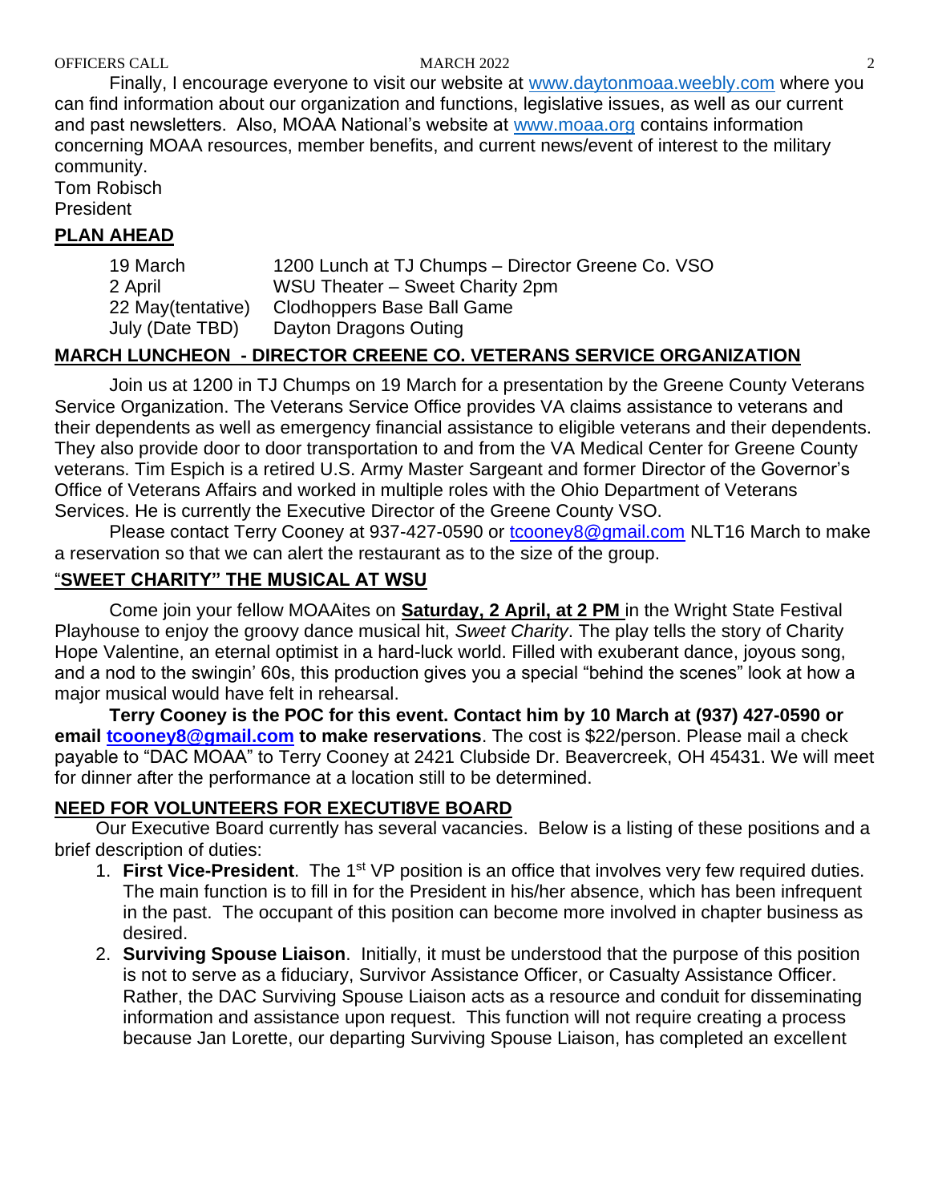Finally, I encourage everyone to visit our website at www.daytonmoaa.weebly.com where you can find information about our organization and functions, legislative issues, as well as our current and past newsletters. Also, MOAA National's website at www.moaa.org contains information concerning MOAA resources, member benefits, and current news/event of interest to the military community.

Tom Robisch
President

## PLAN AHEAD

| | |
|---|---|
| 19 March | 1200 Lunch at TJ Chumps – Director Greene Co. VSO |
| 2 April | WSU Theater – Sweet Charity 2pm |
| 22 May(tentative) | Clodhoppers Base Ball Game |
| July (Date TBD) | Dayton Dragons Outing |

## MARCH LUNCHEON - DIRECTOR CREENE CO. VETERANS SERVICE ORGANIZATION

Join us at 1200 in TJ Chumps on 19 March for a presentation by the Greene County Veterans Service Organization. The Veterans Service Office provides VA claims assistance to veterans and their dependents as well as emergency financial assistance to eligible veterans and their dependents. They also provide door to door transportation to and from the VA Medical Center for Greene County veterans. Tim Espich is a retired U.S. Army Master Sargeant and former Director of the Governor's Office of Veterans Affairs and worked in multiple roles with the Ohio Department of Veterans Services. He is currently the Executive Director of the Greene County VSO.

Please contact Terry Cooney at 937-427-0590 or tcooney8@gmail.com NLT16 March to make a reservation so that we can alert the restaurant as to the size of the group.

## "SWEET CHARITY" THE MUSICAL AT WSU

Come join your fellow MOAAites on **Saturday, 2 April, at 2 PM** in the Wright State Festival Playhouse to enjoy the groovy dance musical hit, *Sweet Charity*. The play tells the story of Charity Hope Valentine, an eternal optimist in a hard-luck world. Filled with exuberant dance, joyous song, and a nod to the swingin' 60s, this production gives you a special "behind the scenes" look at how a major musical would have felt in rehearsal.

**Terry Cooney is the POC for this event. Contact him by 10 March at (937) 427-0590 or email tcooney8@gmail.com to make reservations**. The cost is $22/person. Please mail a check payable to "DAC MOAA" to Terry Cooney at 2421 Clubside Dr. Beavercreek, OH 45431. We will meet for dinner after the performance at a location still to be determined.

## NEED FOR VOLUNTEERS FOR EXECUTI8VE BOARD

Our Executive Board currently has several vacancies. Below is a listing of these positions and a brief description of duties:

1. **First Vice-President**. The 1st VP position is an office that involves very few required duties. The main function is to fill in for the President in his/her absence, which has been infrequent in the past. The occupant of this position can become more involved in chapter business as desired.
2. **Surviving Spouse Liaison**. Initially, it must be understood that the purpose of this position is not to serve as a fiduciary, Survivor Assistance Officer, or Casualty Assistance Officer. Rather, the DAC Surviving Spouse Liaison acts as a resource and conduit for disseminating information and assistance upon request. This function will not require creating a process because Jan Lorette, our departing Surviving Spouse Liaison, has completed an excellent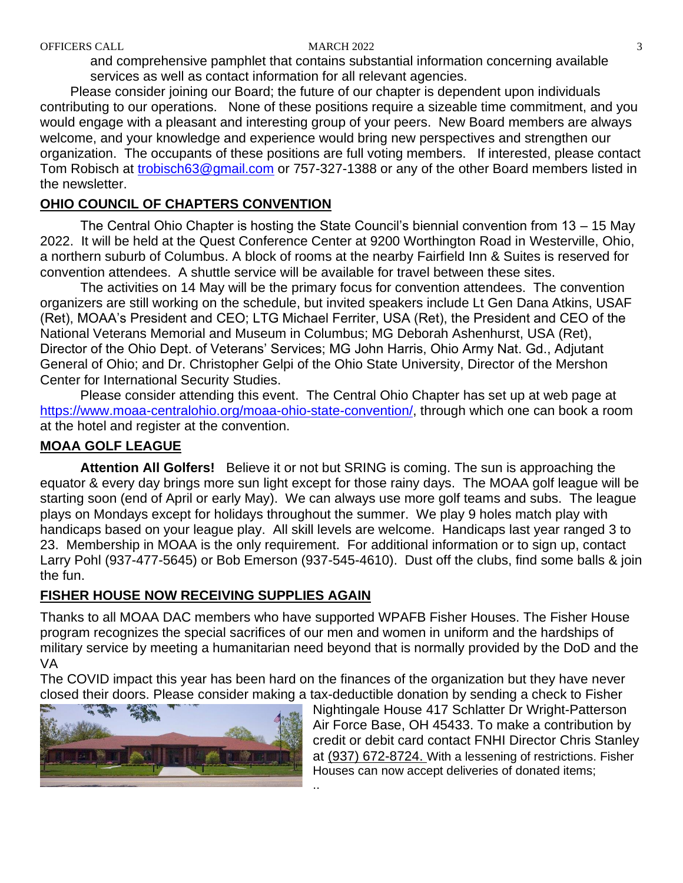and comprehensive pamphlet that contains substantial information concerning available services as well as contact information for all relevant agencies.

Please consider joining our Board; the future of our chapter is dependent upon individuals contributing to our operations. None of these positions require a sizeable time commitment, and you would engage with a pleasant and interesting group of your peers. New Board members are always welcome, and your knowledge and experience would bring new perspectives and strengthen our organization. The occupants of these positions are full voting members. If interested, please contact Tom Robisch at trobisch63@gmail.com or 757-327-1388 or any of the other Board members listed in the newsletter.

## OHIO COUNCIL OF CHAPTERS CONVENTION

The Central Ohio Chapter is hosting the State Council's biennial convention from 13 – 15 May 2022. It will be held at the Quest Conference Center at 9200 Worthington Road in Westerville, Ohio, a northern suburb of Columbus. A block of rooms at the nearby Fairfield Inn & Suites is reserved for convention attendees. A shuttle service will be available for travel between these sites.

The activities on 14 May will be the primary focus for convention attendees. The convention organizers are still working on the schedule, but invited speakers include Lt Gen Dana Atkins, USAF (Ret), MOAA's President and CEO; LTG Michael Ferriter, USA (Ret), the President and CEO of the National Veterans Memorial and Museum in Columbus; MG Deborah Ashenhurst, USA (Ret), Director of the Ohio Dept. of Veterans' Services; MG John Harris, Ohio Army Nat. Gd., Adjutant General of Ohio; and Dr. Christopher Gelpi of the Ohio State University, Director of the Mershon Center for International Security Studies.

Please consider attending this event. The Central Ohio Chapter has set up at web page at https://www.moaa-centralohio.org/moaa-ohio-state-convention/, through which one can book a room at the hotel and register at the convention.

## MOAA GOLF LEAGUE

**Attention All Golfers!** Believe it or not but SRING is coming. The sun is approaching the equator & every day brings more sun light except for those rainy days. The MOAA golf league will be starting soon (end of April or early May). We can always use more golf teams and subs. The league plays on Mondays except for holidays throughout the summer. We play 9 holes match play with handicaps based on your league play. All skill levels are welcome. Handicaps last year ranged 3 to 23. Membership in MOAA is the only requirement. For additional information or to sign up, contact Larry Pohl (937-477-5645) or Bob Emerson (937-545-4610). Dust off the clubs, find some balls & join the fun.

## FISHER HOUSE NOW RECEIVING SUPPLIES AGAIN

Thanks to all MOAA DAC members who have supported WPAFB Fisher Houses. The Fisher House program recognizes the special sacrifices of our men and women in uniform and the hardships of military service by meeting a humanitarian need beyond that is normally provided by the DoD and the VA

The COVID impact this year has been hard on the finances of the organization but they have never closed their doors. Please consider making a tax-deductible donation by sending a check to Fisher Nightingale House 417 Schlatter Dr Wright-Patterson Air Force Base, OH 45433. To make a contribution by credit or debit card contact FNHI Director Chris Stanley at (937) 672-8724. With a lessening of restrictions. Fisher Houses can now accept deliveries of donated items;

..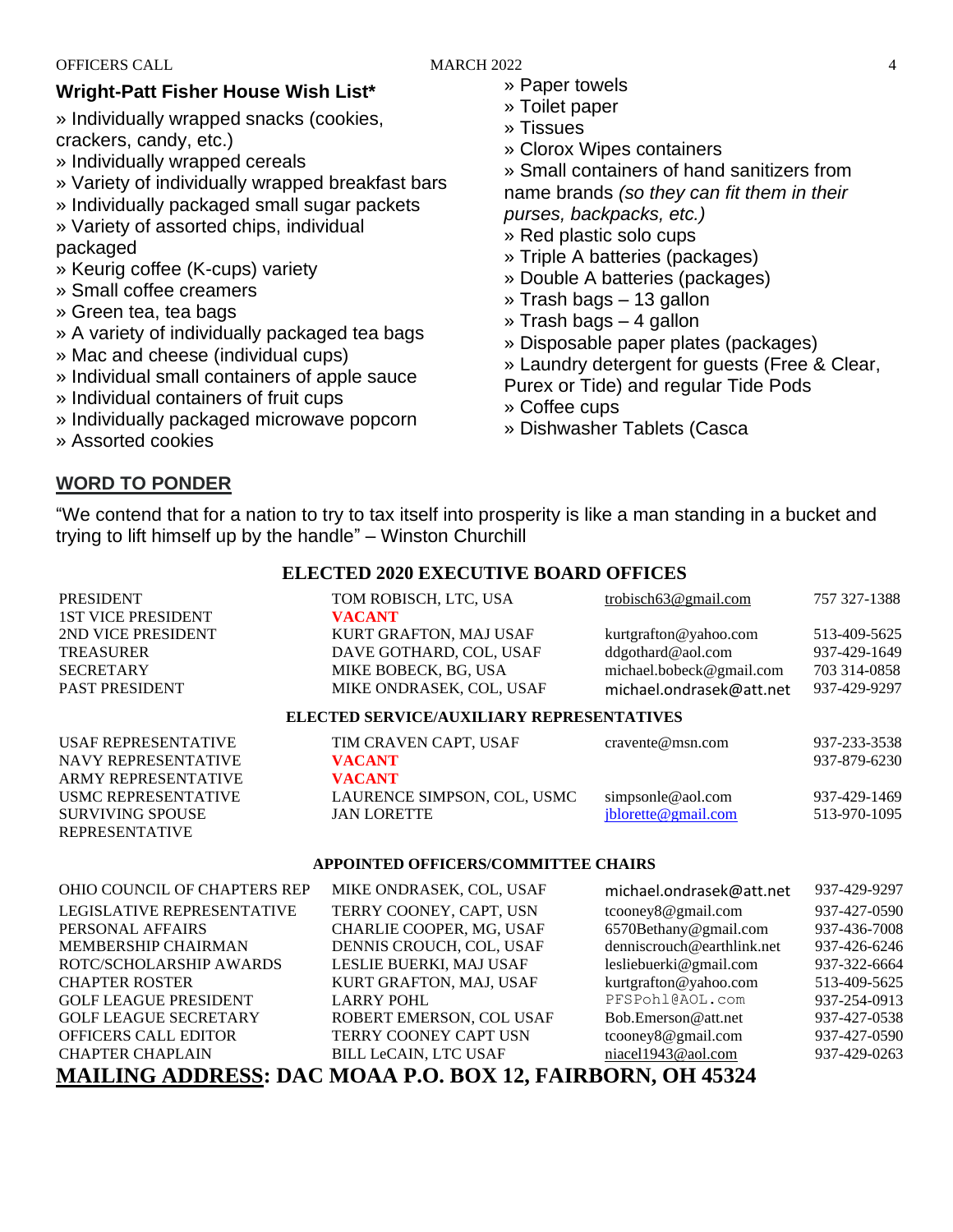## Wright-Patt Fisher House Wish List*

» Individually wrapped snacks (cookies, crackers, candy, etc.)
» Individually wrapped cereals
» Variety of individually wrapped breakfast bars
» Individually packaged small sugar packets
» Variety of assorted chips, individual packaged
» Keurig coffee (K-cups) variety
» Small coffee creamers
» Green tea, tea bags
» A variety of individually packaged tea bags
» Mac and cheese (individual cups)
» Individual small containers of apple sauce
» Individual containers of fruit cups
» Individually packaged microwave popcorn
» Assorted cookies
» Paper towels
» Toilet paper
» Tissues
» Clorox Wipes containers
» Small containers of hand sanitizers from name brands *(so they can fit them in their purses, backpacks, etc.)*
» Red plastic solo cups
» Triple A batteries (packages)
» Double A batteries (packages)
» Trash bags – 13 gallon
» Trash bags – 4 gallon
» Disposable paper plates (packages)
» Laundry detergent for guests (Free & Clear, Purex or Tide) and regular Tide Pods
» Coffee cups
» Dishwasher Tablets (Casca

## WORD TO PONDER

"We contend that for a nation to try to tax itself into prosperity is like a man standing in a bucket and trying to lift himself up by the handle" – Winston Churchill

### ELECTED 2020 EXECUTIVE BOARD OFFICES

| | | | |
|---|---|---|---|
| PRESIDENT | TOM ROBISCH, LTC, USA | trobisch63@gmail.com | 757 327-1388 |
| 1ST VICE PRESIDENT | **VACANT** | | |
| 2ND VICE PRESIDENT | KURT GRAFTON, MAJ USAF | kurtgrafton@yahoo.com | 513-409-5625 |
| TREASURER | DAVE GOTHARD, COL, USAF | ddgothard@aol.com | 937-429-1649 |
| SECRETARY | MIKE BOBECK, BG, USA | michael.bobeck@gmail.com | 703 314-0858 |
| PAST PRESIDENT | MIKE ONDRASEK, COL, USAF | michael.ondrasek@att.net | 937-429-9297 |

### ELECTED SERVICE/AUXILIARY REPRESENTATIVES

| | | | |
|---|---|---|---|
| USAF REPRESENTATIVE | TIM CRAVEN CAPT, USAF | cravente@msn.com | 937-233-3538 |
| NAVY REPRESENTATIVE | **VACANT** | | 937-879-6230 |
| ARMY REPRESENTATIVE | **VACANT** | | |
| USMC REPRESENTATIVE | LAURENCE SIMPSON, COL, USMC | simpsonle@aol.com | 937-429-1469 |
| SURVIVING SPOUSE REPRESENTATIVE | JAN LORETTE | jblorette@gmail.com | 513-970-1095 |

### APPOINTED OFFICERS/COMMITTEE CHAIRS

| | | | |
|---|---|---|---|
| OHIO COUNCIL OF CHAPTERS REP | MIKE ONDRASEK, COL, USAF | michael.ondrasek@att.net | 937-429-9297 |
| LEGISLATIVE REPRESENTATIVE | TERRY COONEY, CAPT, USN | tcooney8@gmail.com | 937-427-0590 |
| PERSONAL AFFAIRS | CHARLIE COOPER, MG, USAF | 6570Bethany@gmail.com | 937-436-7008 |
| MEMBERSHIP CHAIRMAN | DENNIS CROUCH, COL, USAF | denniscrouch@earthlink.net | 937-426-6246 |
| ROTC/SCHOLARSHIP AWARDS | LESLIE BUERKI, MAJ USAF | lesliebuerki@gmail.com | 937-322-6664 |
| CHAPTER ROSTER | KURT GRAFTON, MAJ, USAF | kurtgrafton@yahoo.com | 513-409-5625 |
| GOLF LEAGUE PRESIDENT | LARRY POHL | PFSPohl@AOL.com | 937-254-0913 |
| GOLF LEAGUE SECRETARY | ROBERT EMERSON, COL USAF | Bob.Emerson@att.net | 937-427-0538 |
| OFFICERS CALL EDITOR | TERRY COONEY CAPT USN | tcooney8@gmail.com | 937-427-0590 |
| CHAPTER CHAPLAIN | BILL LeCAIN, LTC USAF | niacel1943@aol.com | 937-429-0263 |

**MAILING ADDRESS: DAC MOAA P.O. BOX 12, FAIRBORN, OH 45324**